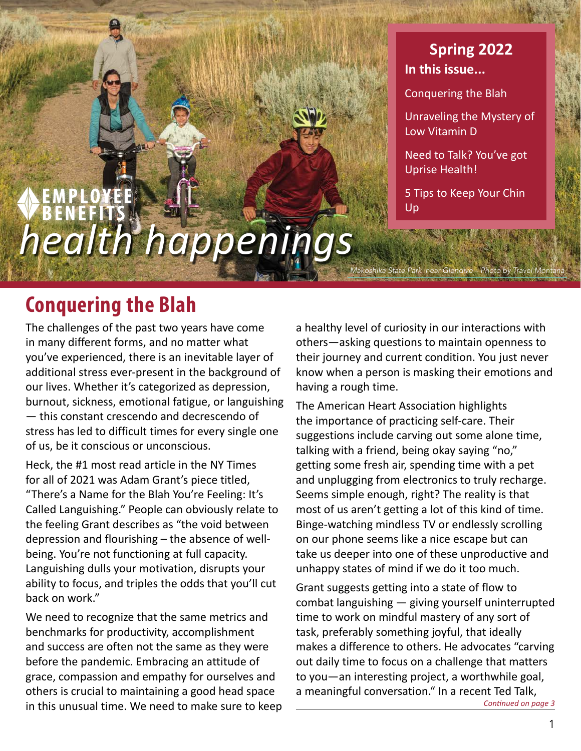# Employee Benefits *health happenings*

**Spring 2022**

**In this issue...**

- Conquering the Blah
- Unraveling the Mystery of Low Vitamin D
- Need to Talk? You've got Uprise Health!
- 5 Tips to Keep Your Chin Up

*Makoshika State Park near Glendive – Photo by Travel Montana*

## Conquering the Blah

The challenges of the past two years have come in many different forms, and no matter what you've experienced, there is an inevitable layer of additional stress ever-present in the background of our lives. Whether it's categorized as depression, burnout, sickness, emotional fatigue, or languishing — this constant crescendo and decrescendo of stress has led to difficult times for every single one of us, be it conscious or unconscious.

Heck, the #1 most read article in the NY Times for all of 2021 was Adam Grant's piece titled, "There's a Name for the Blah You're Feeling: It's Called Languishing." People can obviously relate to the feeling Grant describes as "the void between depression and flourishing – the absence of well-being. You're not functioning at full capacity. Languishing dulls your motivation, disrupts your ability to focus, and triples the odds that you'll cut back on work."

We need to recognize that the same metrics and benchmarks for productivity, accomplishment and success are often not the same as they were before the pandemic. Embracing an attitude of grace, compassion and empathy for ourselves and others is crucial to maintaining a good head space in this unusual time. We need to make sure to keep a healthy level of curiosity in our interactions with others—asking questions to maintain openness to their journey and current condition. You just never know when a person is masking their emotions and having a rough time.

The American Heart Association highlights the importance of practicing self-care. Their suggestions include carving out some alone time, talking with a friend, being okay saying "no," getting some fresh air, spending time with a pet and unplugging from electronics to truly recharge. Seems simple enough, right? The reality is that most of us aren't getting a lot of this kind of time. Binge-watching mindless TV or endlessly scrolling on our phone seems like a nice escape but can take us deeper into one of these unproductive and unhappy states of mind if we do it too much.

Grant suggests getting into a state of flow to combat languishing — giving yourself uninterrupted time to work on mindful mastery of any sort of task, preferably something joyful, that ideally makes a difference to others. He advocates "carving out daily time to focus on a challenge that matters to you—an interesting project, a worthwhile goal, a meaningful conversation." In a recent Ted Talk,

*Continued on page 3*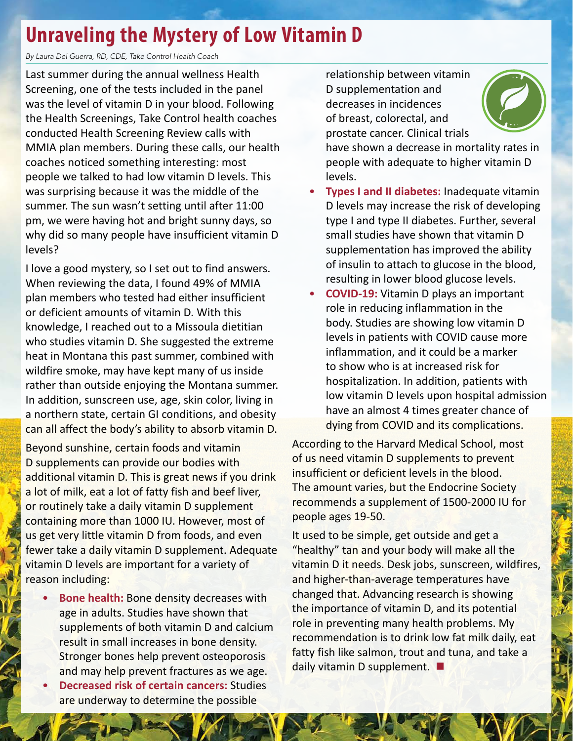# Unraveling the Mystery of Low Vitamin D

*By Laura Del Guerra, RD, CDE, Take Control Health Coach*

Last summer during the annual wellness Health Screening, one of the tests included in the panel was the level of vitamin D in your blood. Following the Health Screenings, Take Control health coaches conducted Health Screening Review calls with MMIA plan members. During these calls, our health coaches noticed something interesting: most people we talked to had low vitamin D levels. This was surprising because it was the middle of the summer. The sun wasn't setting until after 11:00 pm, we were having hot and bright sunny days, so why did so many people have insufficient vitamin D levels?

I love a good mystery, so I set out to find answers. When reviewing the data, I found 49% of MMIA plan members who tested had either insufficient or deficient amounts of vitamin D. With this knowledge, I reached out to a Missoula dietitian who studies vitamin D. She suggested the extreme heat in Montana this past summer, combined with wildfire smoke, may have kept many of us inside rather than outside enjoying the Montana summer. In addition, sunscreen use, age, skin color, living in a northern state, certain GI conditions, and obesity can all affect the body's ability to absorb vitamin D.

Beyond sunshine, certain foods and vitamin D supplements can provide our bodies with additional vitamin D. This is great news if you drink a lot of milk, eat a lot of fatty fish and beef liver, or routinely take a daily vitamin D supplement containing more than 1000 IU. However, most of us get very little vitamin D from foods, and even fewer take a daily vitamin D supplement. Adequate vitamin D levels are important for a variety of reason including:

- **Bone health:** Bone density decreases with age in adults. Studies have shown that supplements of both vitamin D and calcium result in small increases in bone density. Stronger bones help prevent osteoporosis and may help prevent fractures as we age.
- **Decreased risk of certain cancers:** Studies are underway to determine the possible relationship between vitamin D supplementation and decreases in incidences of breast, colorectal, and prostate cancer. Clinical trials have shown a decrease in mortality rates in people with adequate to higher vitamin D levels.
- **Types I and II diabetes:** Inadequate vitamin D levels may increase the risk of developing type I and type II diabetes. Further, several small studies have shown that vitamin D supplementation has improved the ability of insulin to attach to glucose in the blood, resulting in lower blood glucose levels.
- **COVID-19:** Vitamin D plays an important role in reducing inflammation in the body. Studies are showing low vitamin D levels in patients with COVID cause more inflammation, and it could be a marker to show who is at increased risk for hospitalization. In addition, patients with low vitamin D levels upon hospital admission have an almost 4 times greater chance of dying from COVID and its complications.

According to the Harvard Medical School, most of us need vitamin D supplements to prevent insufficient or deficient levels in the blood. The amount varies, but the Endocrine Society recommends a supplement of 1500-2000 IU for people ages 19-50.

It used to be simple, get outside and get a "healthy" tan and your body will make all the vitamin D it needs. Desk jobs, sunscreen, wildfires, and higher-than-average temperatures have changed that. Advancing research is showing the importance of vitamin D, and its potential role in preventing many health problems. My recommendation is to drink low fat milk daily, eat fatty fish like salmon, trout and tuna, and take a daily vitamin D supplement.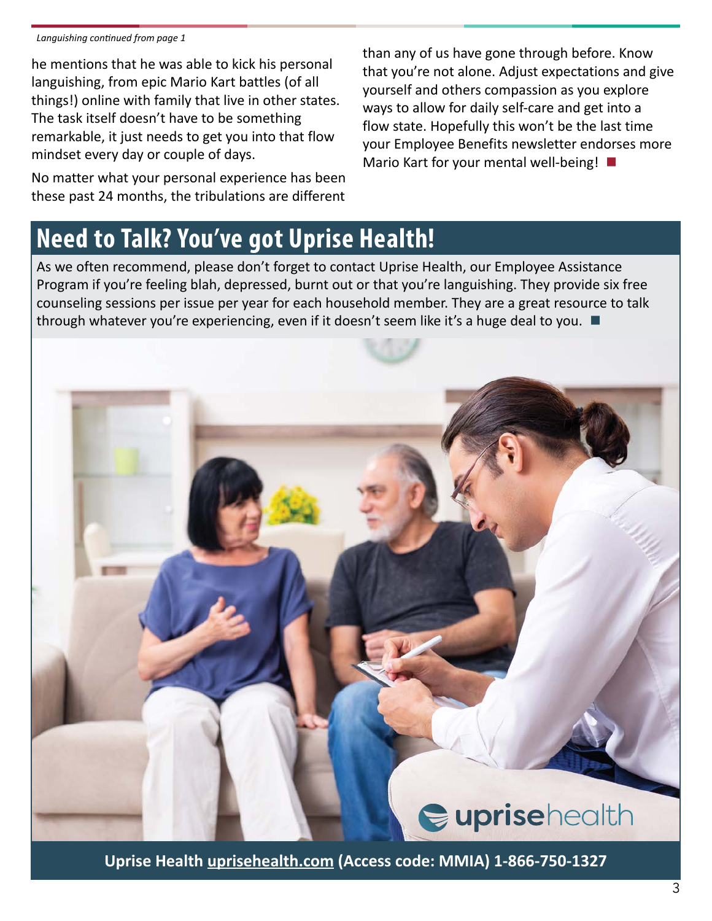*Languishing continued from page 1*

he mentions that he was able to kick his personal languishing, from epic Mario Kart battles (of all things!) online with family that live in other states. The task itself doesn't have to be something remarkable, it just needs to get you into that flow mindset every day or couple of days.

No matter what your personal experience has been these past 24 months, the tribulations are different than any of us have gone through before. Know that you're not alone. Adjust expectations and give yourself and others compassion as you explore ways to allow for daily self-care and get into a flow state. Hopefully this won't be the last time your Employee Benefits newsletter endorses more Mario Kart for your mental well-being! ■

## Need to Talk? You've got Uprise Health!

As we often recommend, please don't forget to contact Uprise Health, our Employee Assistance Program if you're feeling blah, depressed, burnt out or that you're languishing. They provide six free counseling sessions per issue per year for each household member. They are a great resource to talk through whatever you're experiencing, even if it doesn't seem like it's a huge deal to you. ■

**Uprise Health uprisehealth.com (Access code: MMIA) 1-866-750-1327**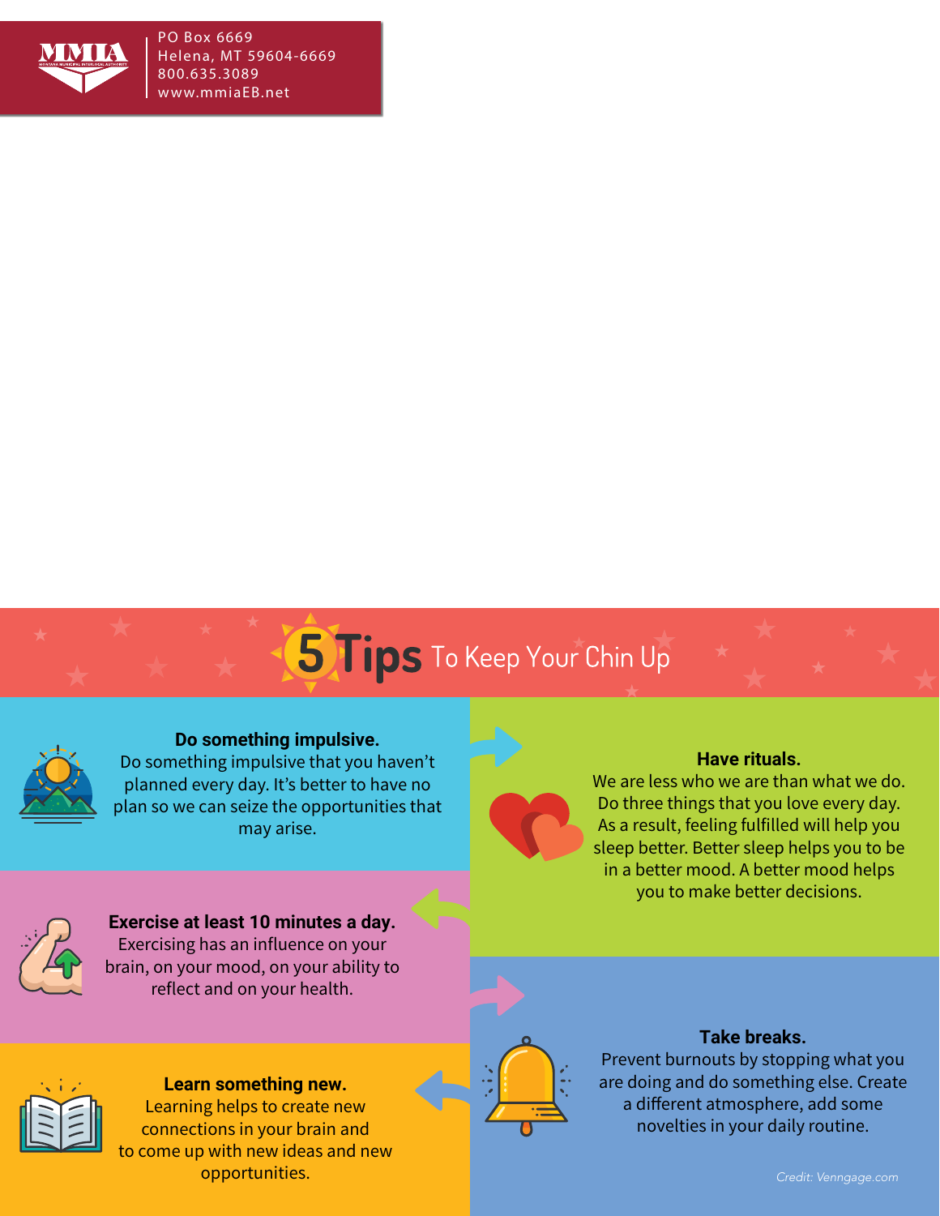PO Box 6669
Helena, MT 59604-6669
800.635.3089
www.mmiaEB.net

# 5 Tips To Keep Your Chin Up

**Do something impulsive.**
Do something impulsive that you haven't planned every day. It's better to have no plan so we can seize the opportunities that may arise.

**Have rituals.**
We are less who we are than what we do. Do three things that you love every day. As a result, feeling fulfilled will help you sleep better. Better sleep helps you to be in a better mood. A better mood helps you to make better decisions.

**Exercise at least 10 minutes a day.**
Exercising has an influence on your brain, on your mood, on your ability to reflect and on your health.

**Take breaks.**
Prevent burnouts by stopping what you are doing and do something else. Create a different atmosphere, add some novelties in your daily routine.

**Learn something new.**
Learning helps to create new connections in your brain and to come up with new ideas and new opportunities.

*Credit: Venngage.com*